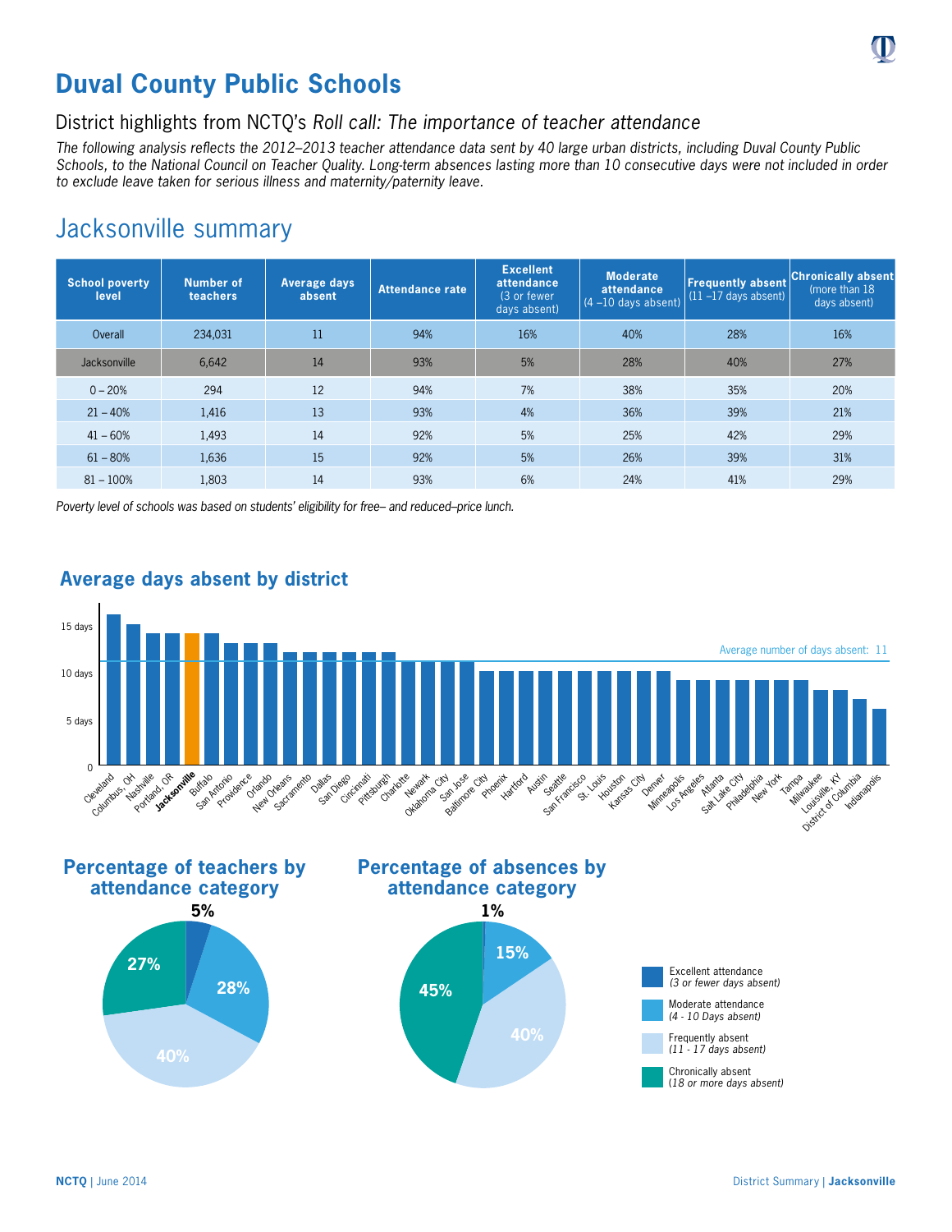// Duval County Public Schools

# Duval County Public Schools

## District highlights from NCTQ's *Roll call: The importance of teacher attendance*

*The following analysis reflects the 2012–2013 teacher attendance data sent by 40 large urban districts, including Duval County Public Schools, to the National Council on Teacher Quality. Long-term absences lasting more than 10 consecutive days were not included in order to exclude leave taken for serious illness and maternity/paternity leave.*

## Jacksonville summary

| School poverty level | Number of teachers | Average days absent | Attendance rate | Excellent attendance (3 or fewer days absent) | Moderate attendance (4 –10 days absent) | Frequently absent (11 –17 days absent) | Chronically absent (more than 18 days absent) |
|---|---|---|---|---|---|---|---|
| Overall | 234,031 | 11 | 94% | 16% | 40% | 28% | 16% |
| Jacksonville | 6,642 | 14 | 93% | 5% | 28% | 40% | 27% |
| 0 – 20% | 294 | 12 | 94% | 7% | 38% | 35% | 20% |
| 21 – 40% | 1,416 | 13 | 93% | 4% | 36% | 39% | 21% |
| 41 – 60% | 1,493 | 14 | 92% | 5% | 25% | 42% | 29% |
| 61 – 80% | 1,636 | 15 | 92% | 5% | 26% | 39% | 31% |
| 81 – 100% | 1,803 | 14 | 93% | 6% | 24% | 41% | 29% |

*Poverty level of schools was based on students' eligibility for free– and reduced–price lunch.*

### Average days absent by district

Average number of days absent: 11

Districts (in order): Cleveland, Columbus, OH, Nashville, Portland, OR, **Jacksonville**, Buffalo, San Antonio, Providence, Orlando, New Orleans, Sacramento, Dallas, San Diego, Cincinnati, Pittsburgh, Charlotte, Newark, Oklahoma City, San Jose, Baltimore City, Phoenix, Hartford, Austin, Seattle, San Francisco, St. Louis, Houston, Kansas City, Denver, Minneapolis, Los Angeles, Atlanta, Salt Lake City, Philadelphia, New York, Tampa, Milwaukee, Louisville, KY, District of Columbia, Indianapolis

### Percentage of teachers by attendance category

- Excellent attendance: 5%
- Moderate attendance: 28%
- Frequently absent: 40%
- Chronically absent: 27%

### Percentage of absences by attendance category

- Excellent attendance: 1%
- Moderate attendance: 15%
- Frequently absent: 40%
- Chronically absent: 45%

Legend:
- Excellent attendance *(3 or fewer days absent)*
- Moderate attendance *(4 - 10 Days absent)*
- Frequently absent *(11 - 17 days absent)*
- Chronically absent *(18 or more days absent)*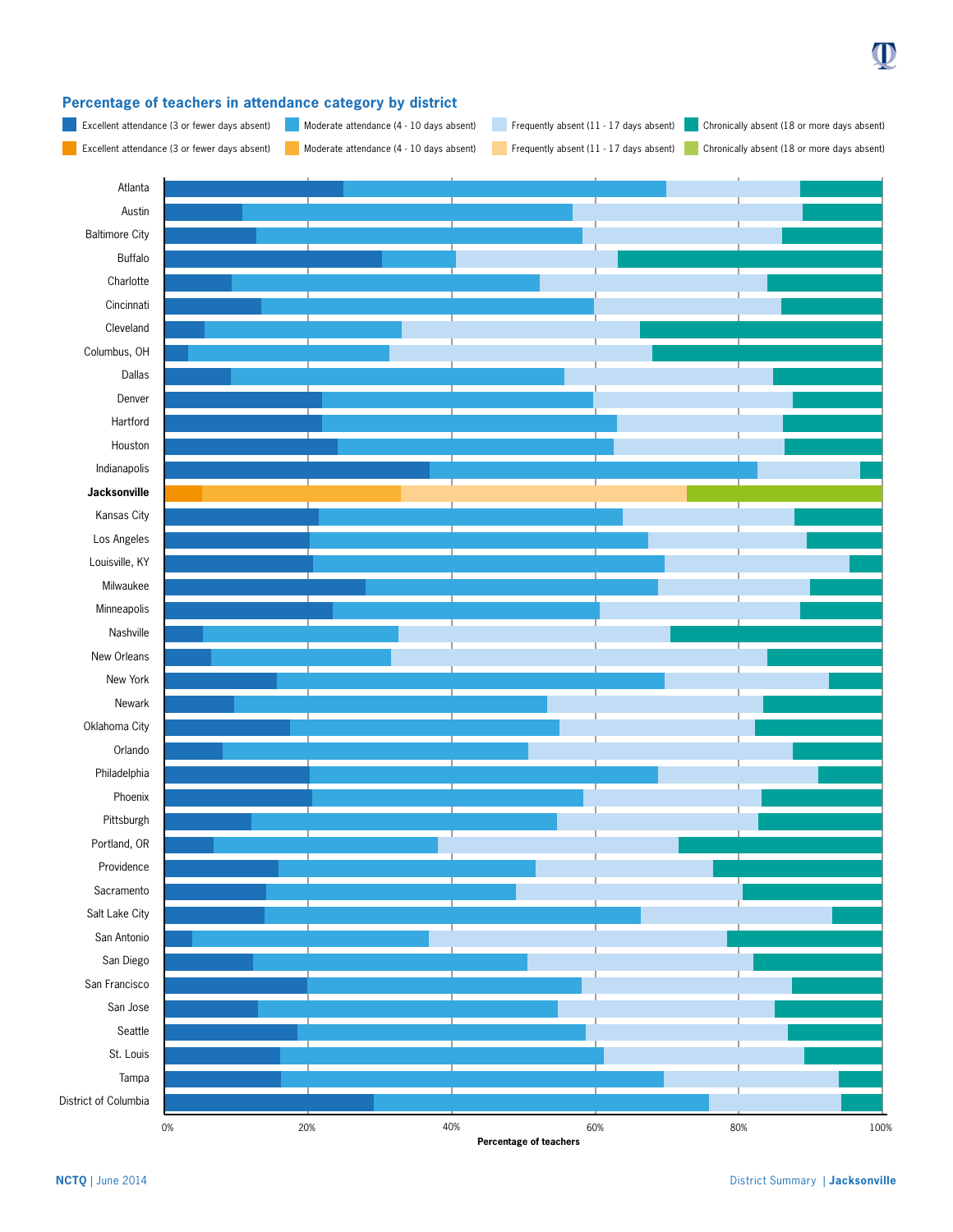## Percentage of teachers in attendance category by district

Excellent attendance (3 or fewer days absent)
Moderate attendance (4 - 10 days absent)
Frequently absent (11 - 17 days absent)
Chronically absent (18 or more days absent)

Excellent attendance (3 or fewer days absent)
Moderate attendance (4 - 10 days absent)
Frequently absent (11 - 17 days absent)
Chronically absent (18 or more days absent)

Atlanta
Austin
Baltimore City
Buffalo
Charlotte
Cincinnati
Cleveland
Columbus, OH
Dallas
Denver
Hartford
Houston
Indianapolis
**Jacksonville**
Kansas City
Los Angeles
Louisville, KY
Milwaukee
Minneapolis
Nashville
New Orleans
New York
Newark
Oklahoma City
Orlando
Philadelphia
Phoenix
Pittsburgh
Portland, OR
Providence
Sacramento
Salt Lake City
San Antonio
San Diego
San Francisco
San Jose
Seattle
St. Louis
Tampa
District of Columbia

0%
20%
40%
60%
80%
100%

**Percentage of teachers**